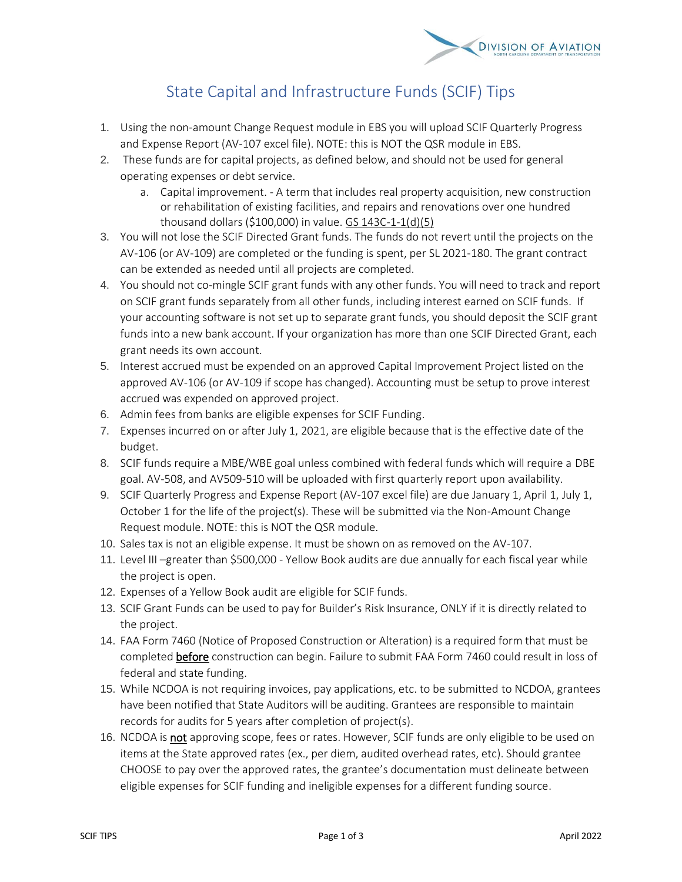# State Capital and Infrastructure Funds (SCIF) Tips

1. Using the non-amount Change Request module in EBS you will upload SCIF Quarterly Progress and Expense Report (AV-107 excel file). NOTE: this is NOT the QSR module in EBS.
2. These funds are for capital projects, as defined below, and should not be used for general operating expenses or debt service.
   a. Capital improvement. - A term that includes real property acquisition, new construction or rehabilitation of existing facilities, and repairs and renovations over one hundred thousand dollars ($100,000) in value. GS 143C-1-1(d)(5)
3. You will not lose the SCIF Directed Grant funds. The funds do not revert until the projects on the AV-106 (or AV-109) are completed or the funding is spent, per SL 2021-180. The grant contract can be extended as needed until all projects are completed.
4. You should not co-mingle SCIF grant funds with any other funds. You will need to track and report on SCIF grant funds separately from all other funds, including interest earned on SCIF funds. If your accounting software is not set up to separate grant funds, you should deposit the SCIF grant funds into a new bank account. If your organization has more than one SCIF Directed Grant, each grant needs its own account.
5. Interest accrued must be expended on an approved Capital Improvement Project listed on the approved AV-106 (or AV-109 if scope has changed). Accounting must be setup to prove interest accrued was expended on approved project.
6. Admin fees from banks are eligible expenses for SCIF Funding.
7. Expenses incurred on or after July 1, 2021, are eligible because that is the effective date of the budget.
8. SCIF funds require a MBE/WBE goal unless combined with federal funds which will require a DBE goal. AV-508, and AV509-510 will be uploaded with first quarterly report upon availability.
9. SCIF Quarterly Progress and Expense Report (AV-107 excel file) are due January 1, April 1, July 1, October 1 for the life of the project(s). These will be submitted via the Non-Amount Change Request module. NOTE: this is NOT the QSR module.
10. Sales tax is not an eligible expense. It must be shown on as removed on the AV-107.
11. Level III –greater than $500,000 - Yellow Book audits are due annually for each fiscal year while the project is open.
12. Expenses of a Yellow Book audit are eligible for SCIF funds.
13. SCIF Grant Funds can be used to pay for Builder's Risk Insurance, ONLY if it is directly related to the project.
14. FAA Form 7460 (Notice of Proposed Construction or Alteration) is a required form that must be completed **before** construction can begin. Failure to submit FAA Form 7460 could result in loss of federal and state funding.
15. While NCDOA is not requiring invoices, pay applications, etc. to be submitted to NCDOA, grantees have been notified that State Auditors will be auditing. Grantees are responsible to maintain records for audits for 5 years after completion of project(s).
16. NCDOA is **not** approving scope, fees or rates. However, SCIF funds are only eligible to be used on items at the State approved rates (ex., per diem, audited overhead rates, etc). Should grantee CHOOSE to pay over the approved rates, the grantee's documentation must delineate between eligible expenses for SCIF funding and ineligible expenses for a different funding source.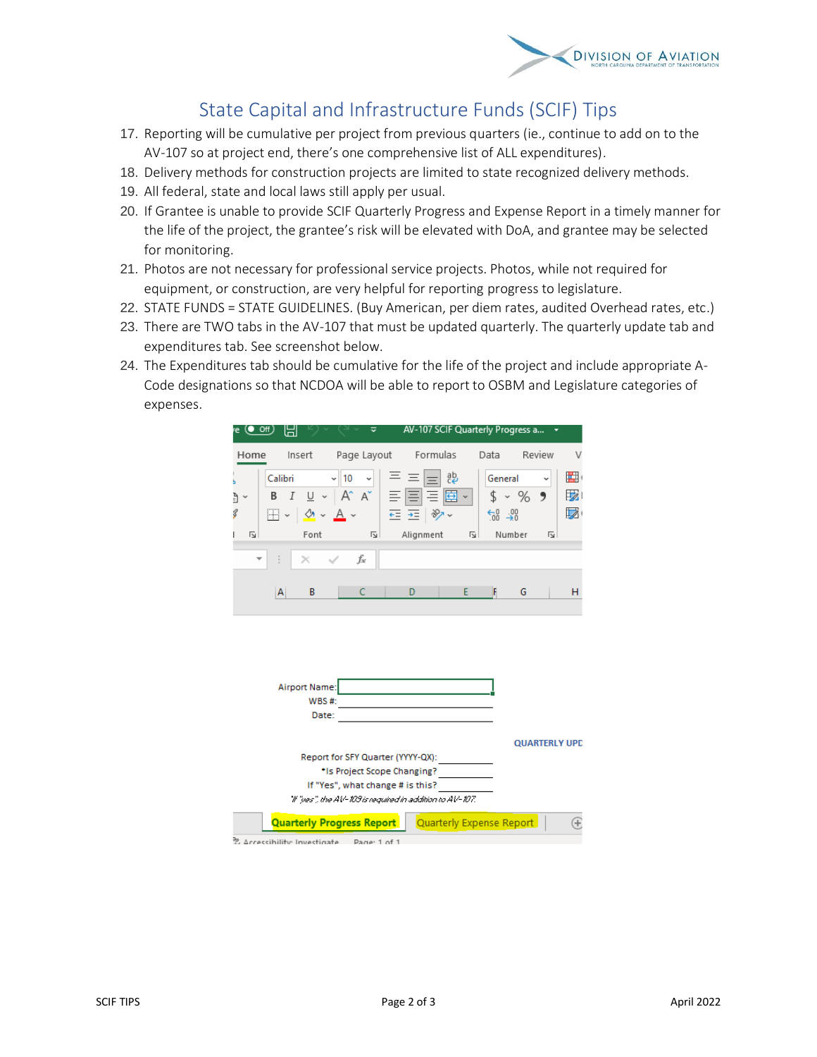# State Capital and Infrastructure Funds (SCIF) Tips

17. Reporting will be cumulative per project from previous quarters (ie., continue to add on to the AV-107 so at project end, there's one comprehensive list of ALL expenditures).
18. Delivery methods for construction projects are limited to state recognized delivery methods.
19. All federal, state and local laws still apply per usual.
20. If Grantee is unable to provide SCIF Quarterly Progress and Expense Report in a timely manner for the life of the project, the grantee's risk will be elevated with DoA, and grantee may be selected for monitoring.
21. Photos are not necessary for professional service projects. Photos, while not required for equipment, or construction, are very helpful for reporting progress to legislature.
22. STATE FUNDS = STATE GUIDELINES. (Buy American, per diem rates, audited Overhead rates, etc.)
23. There are TWO tabs in the AV-107 that must be updated quarterly. The quarterly update tab and expenditures tab. See screenshot below.
24. The Expenditures tab should be cumulative for the life of the project and include appropriate A-Code designations so that NCDOA will be able to report to OSBM and Legislature categories of expenses.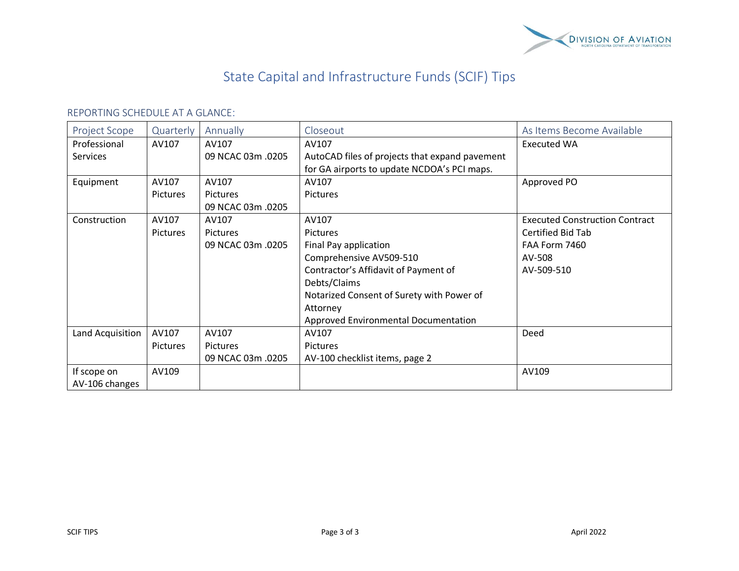# State Capital and Infrastructure Funds (SCIF) Tips

## REPORTING SCHEDULE AT A GLANCE:

| Project Scope | Quarterly | Annually | Closeout | As Items Become Available |
|---|---|---|---|---|
| Professional Services | AV107 | AV107<br>09 NCAC 03m .0205 | AV107<br>AutoCAD files of projects that expand pavement for GA airports to update NCDOA's PCI maps. | Executed WA |
| Equipment | AV107<br>Pictures | AV107<br>Pictures<br>09 NCAC 03m .0205 | AV107<br>Pictures | Approved PO |
| Construction | AV107<br>Pictures | AV107<br>Pictures<br>09 NCAC 03m .0205 | AV107<br>Pictures<br>Final Pay application<br>Comprehensive AV509-510<br>Contractor's Affidavit of Payment of Debts/Claims<br>Notarized Consent of Surety with Power of Attorney<br>Approved Environmental Documentation | Executed Construction Contract<br>Certified Bid Tab<br>FAA Form 7460<br>AV-508<br>AV-509-510 |
| Land Acquisition | AV107<br>Pictures | AV107<br>Pictures<br>09 NCAC 03m .0205 | AV107<br>Pictures<br>AV-100 checklist items, page 2 | Deed |
| If scope on AV-106 changes | AV109 | | | AV109 |